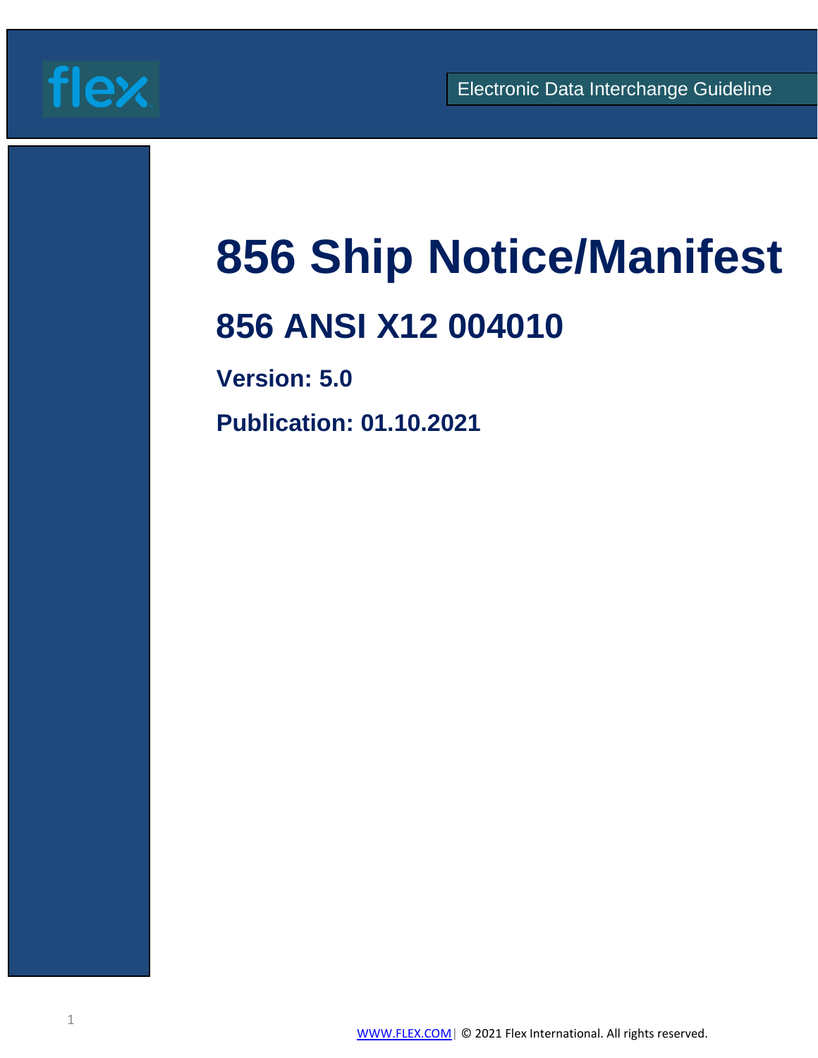flex

Electronic Data Interchange Guideline

# 856 Ship Notice/Manifest

## 856 ANSI X12 004010

### Version: 5.0

### Publication: 01.10.2021

WWW.FLEX.COM | © 2021 Flex International. All rights reserved.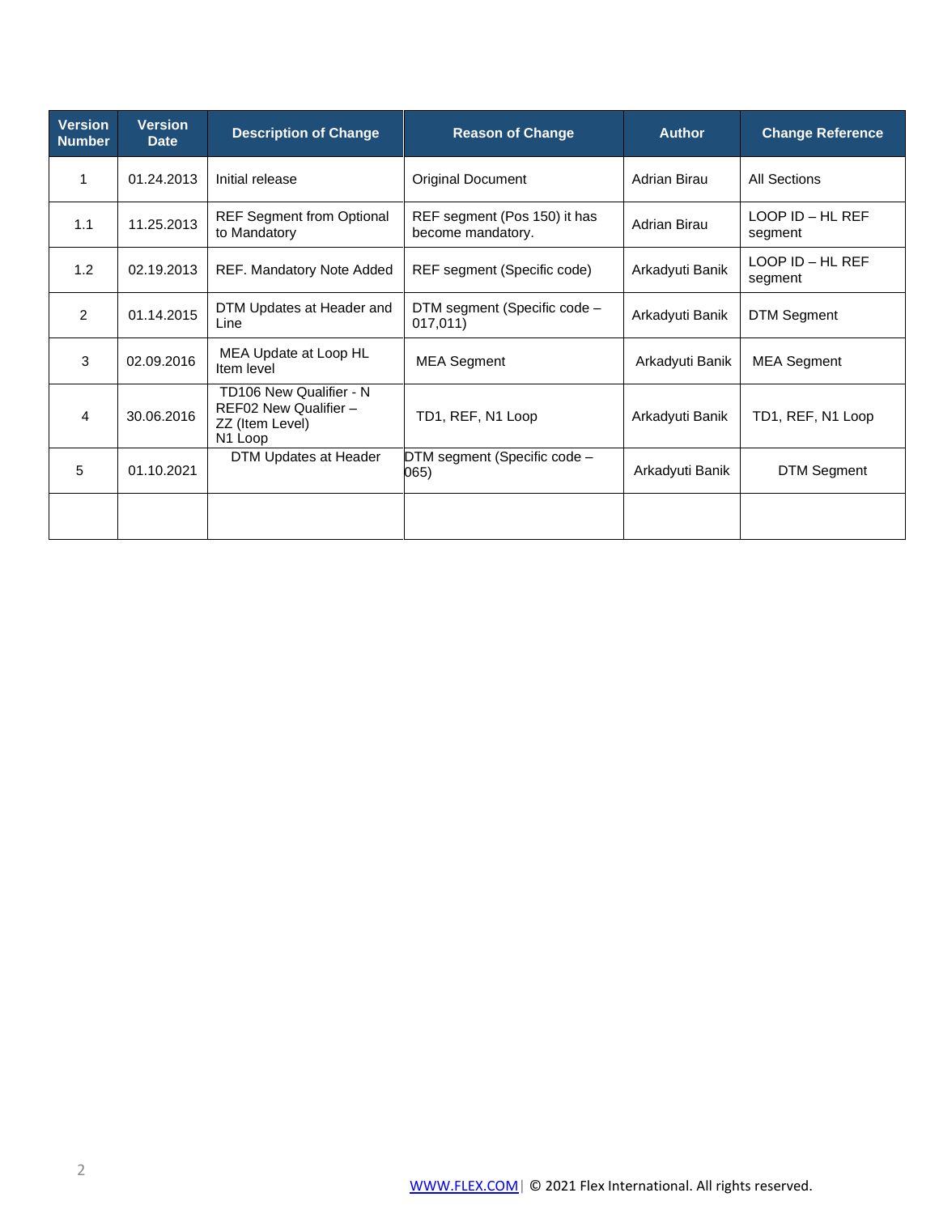| Version Number | Version Date | Description of Change | Reason of Change | Author | Change Reference |
|---|---|---|---|---|---|
| 1 | 01.24.2013 | Initial release | Original Document | Adrian Birau | All Sections |
| 1.1 | 11.25.2013 | REF Segment from Optional to Mandatory | REF segment (Pos 150) it has become mandatory. | Adrian Birau | LOOP ID – HL REF segment |
| 1.2 | 02.19.2013 | REF. Mandatory Note Added | REF segment (Specific code) | Arkadyuti Banik | LOOP ID – HL REF segment |
| 2 | 01.14.2015 | DTM Updates at Header and Line | DTM segment (Specific code – 017,011) | Arkadyuti Banik | DTM Segment |
| 3 | 02.09.2016 | MEA Update at Loop HL Item level | MEA Segment | Arkadyuti Banik | MEA Segment |
| 4 | 30.06.2016 | TD106 New Qualifier - N REF02 New Qualifier – ZZ (Item Level) N1 Loop | TD1, REF, N1 Loop | Arkadyuti Banik | TD1, REF, N1 Loop |
| 5 | 01.10.2021 | DTM Updates at Header | DTM segment (Specific code – 065) | Arkadyuti Banik | DTM Segment |
| | | | | | |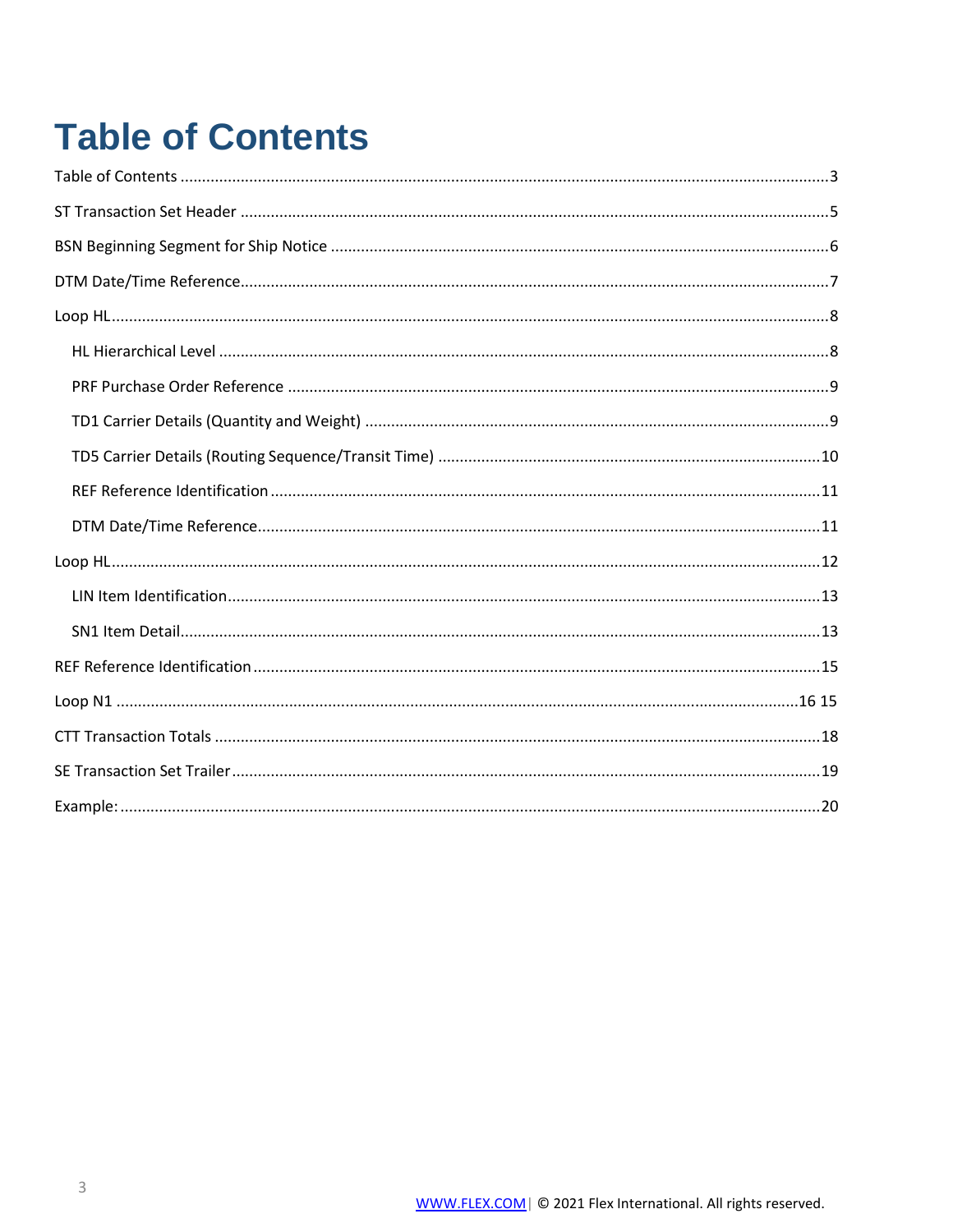# Table of Contents

Table of Contents ....................................................................................................3

ST Transaction Set Header ....................................................................................................5

BSN Beginning Segment for Ship Notice ....................................................................................................6

DTM Date/Time Reference....................................................................................................7

Loop HL....................................................................................................8

- HL Hierarchical Level ....................................................................................................8
- PRF Purchase Order Reference ....................................................................................................9
- TD1 Carrier Details (Quantity and Weight) ....................................................................................................9
- TD5 Carrier Details (Routing Sequence/Transit Time) ....................................................................................................10
- REF Reference Identification....................................................................................................11
- DTM Date/Time Reference....................................................................................................11

Loop HL....................................................................................................12

- LIN Item Identification....................................................................................................13
- SN1 Item Detail....................................................................................................13

REF Reference Identification....................................................................................................15

Loop N1 ....................................................................................................16 15

CTT Transaction Totals ....................................................................................................18

SE Transaction Set Trailer....................................................................................................19

Example:....................................................................................................20

WWW.FLEX.COM | © 2021 Flex International. All rights reserved.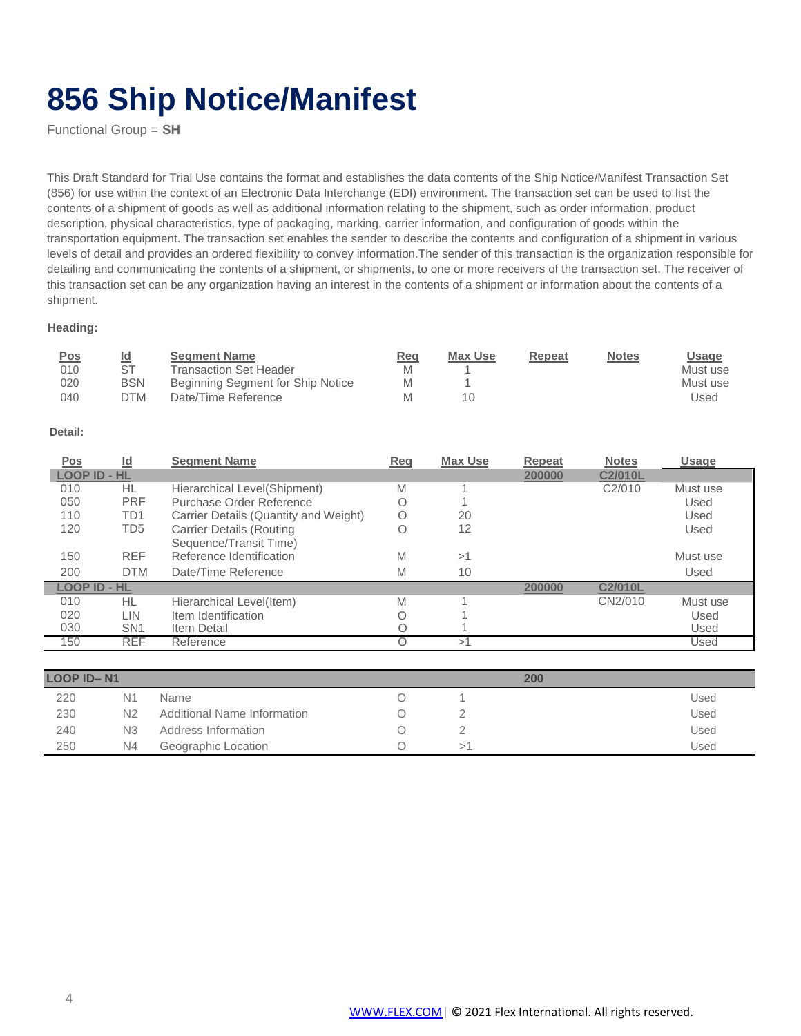# 856 Ship Notice/Manifest

Functional Group = **SH**

This Draft Standard for Trial Use contains the format and establishes the data contents of the Ship Notice/Manifest Transaction Set (856) for use within the context of an Electronic Data Interchange (EDI) environment. The transaction set can be used to list the contents of a shipment of goods as well as additional information relating to the shipment, such as order information, product description, physical characteristics, type of packaging, marking, carrier information, and configuration of goods within the transportation equipment. The transaction set enables the sender to describe the contents and configuration of a shipment in various levels of detail and provides an ordered flexibility to convey information.The sender of this transaction is the organization responsible for detailing and communicating the contents of a shipment, or shipments, to one or more receivers of the transaction set. The receiver of this transaction set can be any organization having an interest in the contents of a shipment or information about the contents of a shipment.

**Heading:**

| Pos | Id | Segment Name | Req | Max Use | Repeat | Notes | Usage |
|---|---|---|---|---|---|---|---|
| 010 | ST | Transaction Set Header | M | 1 | | | Must use |
| 020 | BSN | Beginning Segment for Ship Notice | M | 1 | | | Must use |
| 040 | DTM | Date/Time Reference | M | 10 | | | Used |

**Detail:**

| Pos | Id | Segment Name | Req | Max Use | Repeat | Notes | Usage |
|---|---|---|---|---|---|---|---|
| **LOOP ID - HL** | | | | | **200000** | **C2/010L** | |
| 010 | HL | Hierarchical Level(Shipment) | M | 1 | | C2/010 | Must use |
| 050 | PRF | Purchase Order Reference | O | 1 | | | Used |
| 110 | TD1 | Carrier Details (Quantity and Weight) | O | 20 | | | Used |
| 120 | TD5 | Carrier Details (Routing Sequence/Transit Time) | O | 12 | | | Used |
| 150 | REF | Reference Identification | M | >1 | | | Must use |
| 200 | DTM | Date/Time Reference | M | 10 | | | Used |
| **LOOP ID - HL** | | | | | **200000** | **C2/010L** | |
| 010 | HL | Hierarchical Level(Item) | M | 1 | | CN2/010 | Must use |
| 020 | LIN | Item Identification | O | 1 | | | Used |
| 030 | SN1 | Item Detail | O | 1 | | | Used |
| 150 | REF | Reference | O | >1 | | | Used |

| Pos | Id | Segment Name | Req | Max Use | Repeat | Notes | Usage |
|---|---|---|---|---|---|---|---|
| **LOOP ID– N1** | | | | | **200** | | |
| 220 | N1 | Name | O | 1 | | | Used |
| 230 | N2 | Additional Name Information | O | 2 | | | Used |
| 240 | N3 | Address Information | O | 2 | | | Used |
| 250 | N4 | Geographic Location | O | >1 | | | Used |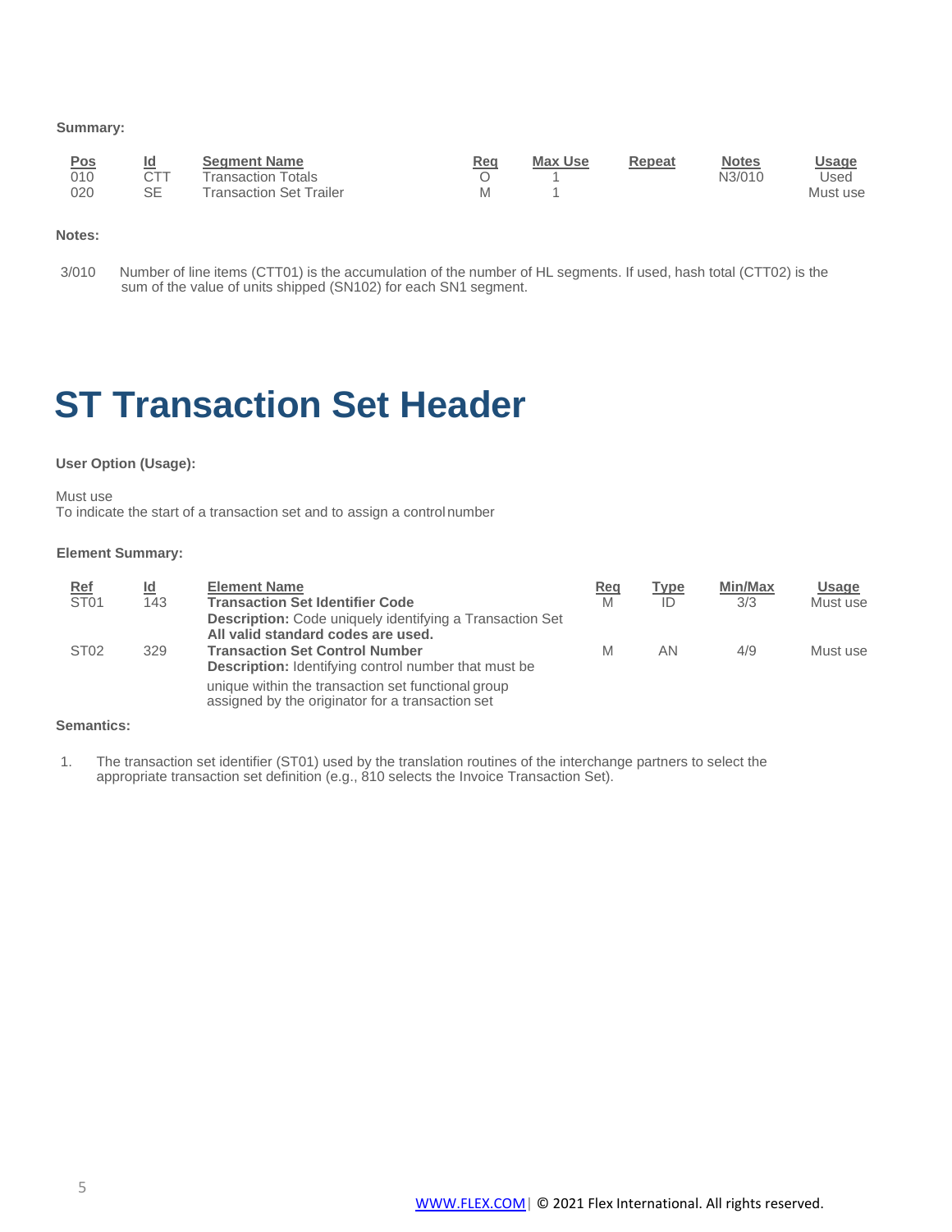**Summary:**

| Pos | Id | Segment Name | Req | Max Use | Repeat | Notes | Usage |
|---|---|---|---|---|---|---|---|
| 010 | CTT | Transaction Totals | O | 1 | | N3/010 | Used |
| 020 | SE | Transaction Set Trailer | M | 1 | | | Must use |

**Notes:**

3/010 Number of line items (CTT01) is the accumulation of the number of HL segments. If used, hash total (CTT02) is the sum of the value of units shipped (SN102) for each SN1 segment.

# ST Transaction Set Header

**User Option (Usage):**

Must use
To indicate the start of a transaction set and to assign a control number

**Element Summary:**

| Ref | Id | Element Name | Req | Type | Min/Max | Usage |
|---|---|---|---|---|---|---|
| ST01 | 143 | **Transaction Set Identifier Code**<br>**Description:** Code uniquely identifying a Transaction Set<br>**All valid standard codes are used.** | M | ID | 3/3 | Must use |
| ST02 | 329 | **Transaction Set Control Number**<br>**Description:** Identifying control number that must be unique within the transaction set functional group assigned by the originator for a transaction set | M | AN | 4/9 | Must use |

**Semantics:**

1. The transaction set identifier (ST01) used by the translation routines of the interchange partners to select the appropriate transaction set definition (e.g., 810 selects the Invoice Transaction Set).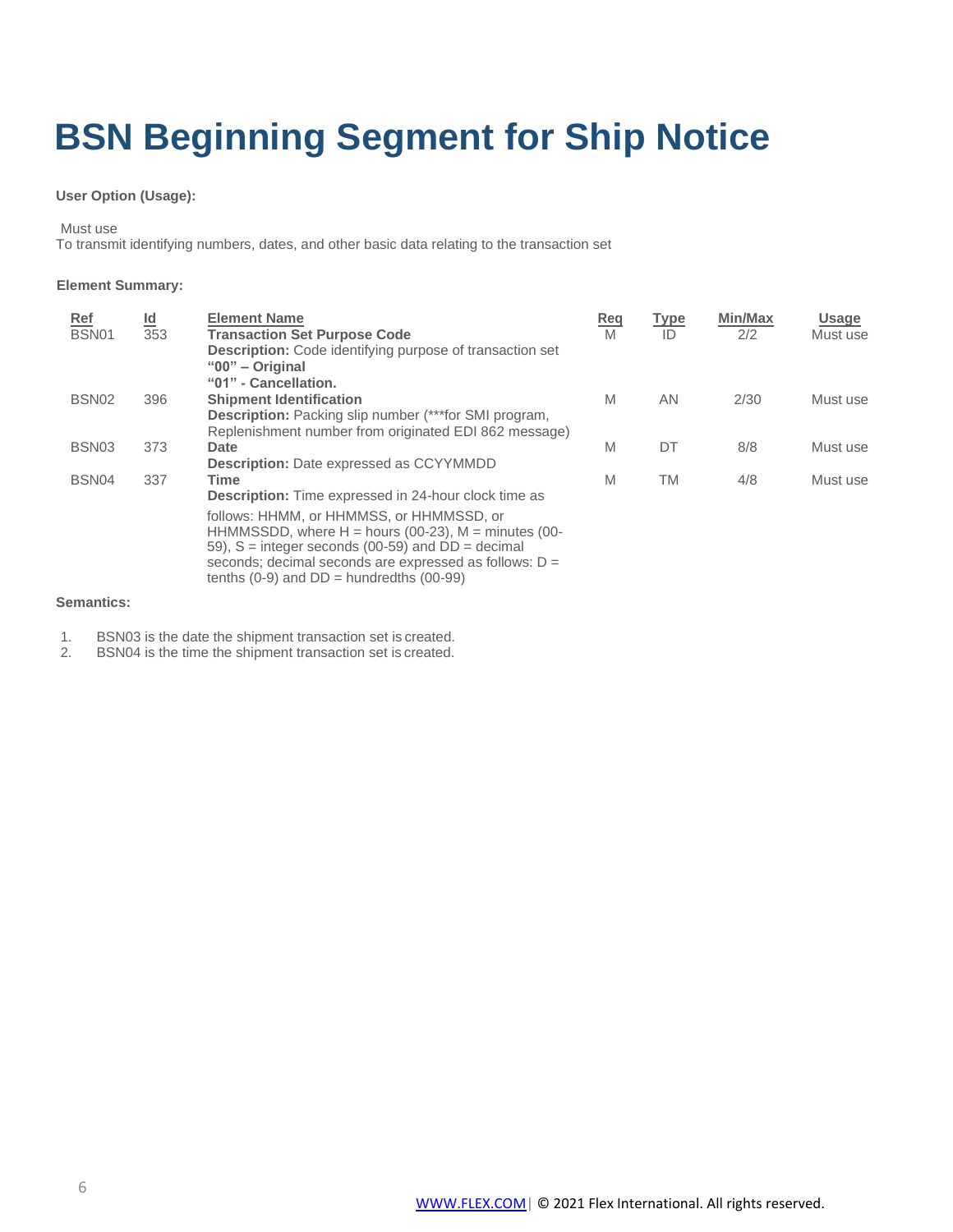# BSN Beginning Segment for Ship Notice

**User Option (Usage):**

Must use
To transmit identifying numbers, dates, and other basic data relating to the transaction set

**Element Summary:**

| Ref | Id | Element Name | Req | Type | Min/Max | Usage |
|---|---|---|---|---|---|---|
| BSN01 | 353 | **Transaction Set Purpose Code**<br>**Description:** Code identifying purpose of transaction set<br>**"00" – Original**<br>**"01" - Cancellation.** | M | ID | 2/2 | Must use |
| BSN02 | 396 | **Shipment Identification**<br>**Description:** Packing slip number (***for SMI program, Replenishment number from originated EDI 862 message) | M | AN | 2/30 | Must use |
| BSN03 | 373 | **Date**<br>**Description:** Date expressed as CCYYMMDD | M | DT | 8/8 | Must use |
| BSN04 | 337 | **Time**<br>**Description:** Time expressed in 24-hour clock time as follows: HHMM, or HHMMSS, or HHMMSSD, or HHMMSSDD, where H = hours (00-23), M = minutes (00-59), S = integer seconds (00-59) and DD = decimal seconds; decimal seconds are expressed as follows: D = tenths (0-9) and DD = hundredths (00-99) | M | TM | 4/8 | Must use |

**Semantics:**

1. BSN03 is the date the shipment transaction set is created.
2. BSN04 is the time the shipment transaction set is created.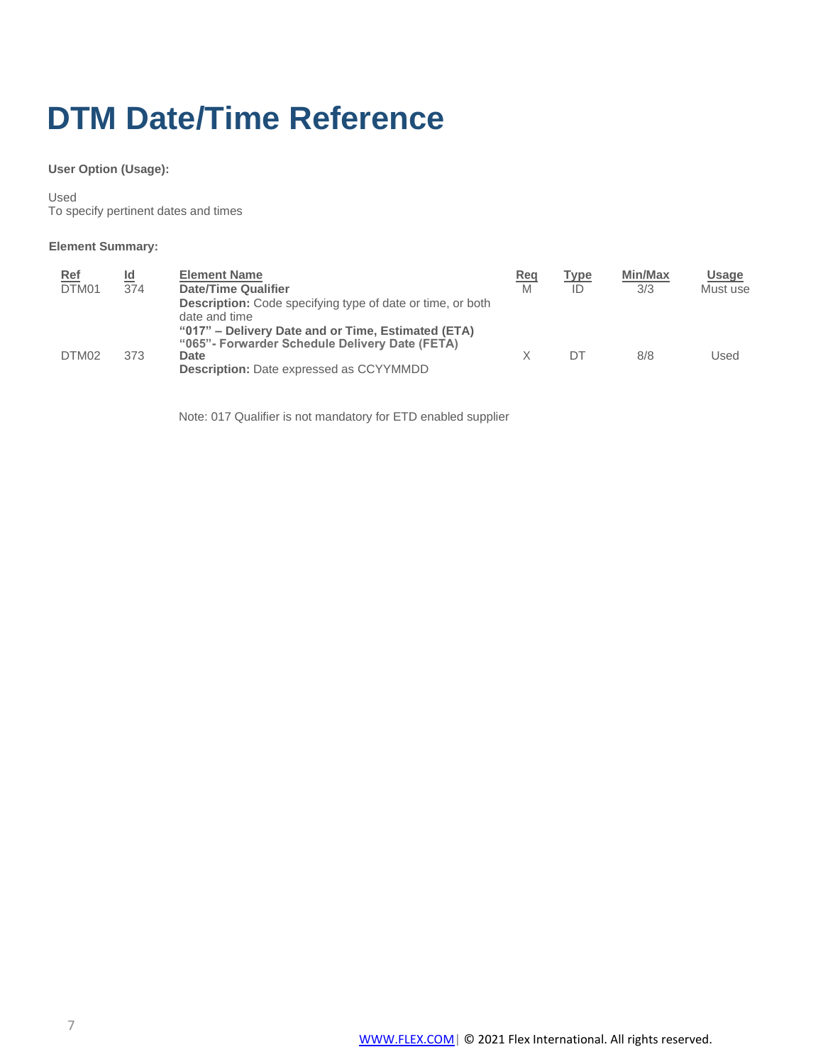# DTM Date/Time Reference

**User Option (Usage):**

Used
To specify pertinent dates and times

**Element Summary:**

| Ref | Id | Element Name | Req | Type | Min/Max | Usage |
|---|---|---|---|---|---|---|
| DTM01 | 374 | **Date/Time Qualifier**<br>**Description:** Code specifying type of date or time, or both date and time<br>**"017" – Delivery Date and or Time, Estimated (ETA)**<br>**"065"- Forwarder Schedule Delivery Date (FETA)** | M | ID | 3/3 | Must use |
| DTM02 | 373 | **Date**<br>**Description:** Date expressed as CCYYMMDD | X | DT | 8/8 | Used |

Note: 017 Qualifier is not mandatory for ETD enabled supplier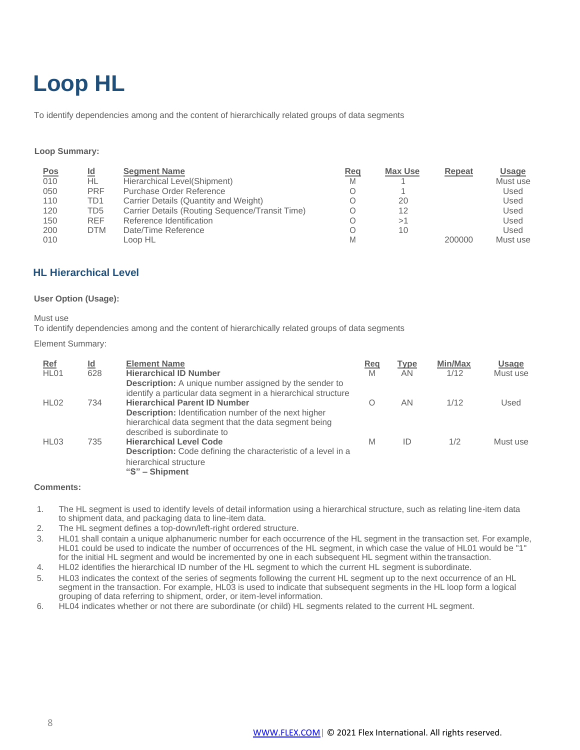# Loop HL

To identify dependencies among and the content of hierarchically related groups of data segments

**Loop Summary:**

| Pos | Id | Segment Name | Req | Max Use | Repeat | Usage |
|---|---|---|---|---|---|---|
| 010 | HL | Hierarchical Level(Shipment) | M | 1 | | Must use |
| 050 | PRF | Purchase Order Reference | O | 1 | | Used |
| 110 | TD1 | Carrier Details (Quantity and Weight) | O | 20 | | Used |
| 120 | TD5 | Carrier Details (Routing Sequence/Transit Time) | O | 12 | | Used |
| 150 | REF | Reference Identification | O | >1 | | Used |
| 200 | DTM | Date/Time Reference | O | 10 | | Used |
| 010 | | Loop HL | M | | 200000 | Must use |

## HL Hierarchical Level

**User Option (Usage):**

Must use
To identify dependencies among and the content of hierarchically related groups of data segments

Element Summary:

| Ref | Id | Element Name | Req | Type | Min/Max | Usage |
|---|---|---|---|---|---|---|
| HL01 | 628 | **Hierarchical ID Number** <br> **Description:** A unique number assigned by the sender to identify a particular data segment in a hierarchical structure | M | AN | 1/12 | Must use |
| HL02 | 734 | **Hierarchical Parent ID Number** <br> **Description:** Identification number of the next higher hierarchical data segment that the data segment being described is subordinate to | O | AN | 1/12 | Used |
| HL03 | 735 | **Hierarchical Level Code** <br> **Description:** Code defining the characteristic of a level in a hierarchical structure <br> **"S" – Shipment** | M | ID | 1/2 | Must use |

**Comments:**

1. The HL segment is used to identify levels of detail information using a hierarchical structure, such as relating line-item data to shipment data, and packaging data to line-item data.
2. The HL segment defines a top-down/left-right ordered structure.
3. HL01 shall contain a unique alphanumeric number for each occurrence of the HL segment in the transaction set. For example, HL01 could be used to indicate the number of occurrences of the HL segment, in which case the value of HL01 would be "1" for the initial HL segment and would be incremented by one in each subsequent HL segment within the transaction.
4. HL02 identifies the hierarchical ID number of the HL segment to which the current HL segment is subordinate.
5. HL03 indicates the context of the series of segments following the current HL segment up to the next occurrence of an HL segment in the transaction. For example, HL03 is used to indicate that subsequent segments in the HL loop form a logical grouping of data referring to shipment, order, or item-level information.
6. HL04 indicates whether or not there are subordinate (or child) HL segments related to the current HL segment.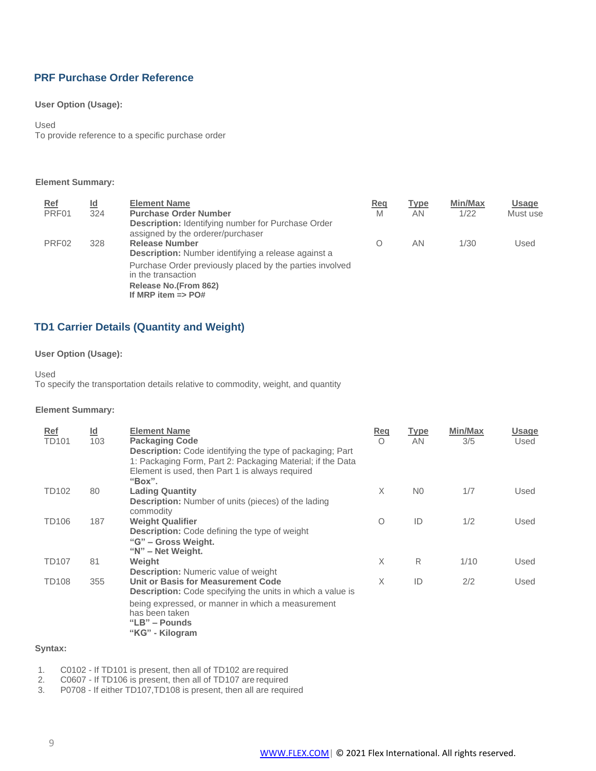## PRF Purchase Order Reference

**User Option (Usage):**

Used
To provide reference to a specific purchase order

**Element Summary:**

| Ref | Id | Element Name | Req | Type | Min/Max | Usage |
|---|---|---|---|---|---|---|
| PRF01 | 324 | **Purchase Order Number**<br>**Description:** Identifying number for Purchase Order assigned by the orderer/purchaser | M | AN | 1/22 | Must use |
| PRF02 | 328 | **Release Number**<br>**Description:** Number identifying a release against a Purchase Order previously placed by the parties involved in the transaction<br>**Release No.(From 862)**<br>**If MRP item => PO#** | O | AN | 1/30 | Used |

## TD1 Carrier Details (Quantity and Weight)

**User Option (Usage):**

Used
To specify the transportation details relative to commodity, weight, and quantity

**Element Summary:**

| Ref | Id | Element Name | Req | Type | Min/Max | Usage |
|---|---|---|---|---|---|---|
| TD101 | 103 | **Packaging Code**<br>**Description:** Code identifying the type of packaging; Part 1: Packaging Form, Part 2: Packaging Material; if the Data Element is used, then Part 1 is always required<br>**"Box".** | O | AN | 3/5 | Used |
| TD102 | 80 | **Lading Quantity**<br>**Description:** Number of units (pieces) of the lading commodity | X | N0 | 1/7 | Used |
| TD106 | 187 | **Weight Qualifier**<br>**Description:** Code defining the type of weight<br>**"G" – Gross Weight.**<br>**"N" – Net Weight.** | O | ID | 1/2 | Used |
| TD107 | 81 | **Weight**<br>**Description:** Numeric value of weight | X | R | 1/10 | Used |
| TD108 | 355 | **Unit or Basis for Measurement Code**<br>**Description:** Code specifying the units in which a value is being expressed, or manner in which a measurement has been taken<br>**"LB" – Pounds**<br>**"KG" - Kilogram** | X | ID | 2/2 | Used |

**Syntax:**

1. C0102 - If TD101 is present, then all of TD102 are required
2. C0607 - If TD106 is present, then all of TD107 are required
3. P0708 - If either TD107,TD108 is present, then all are required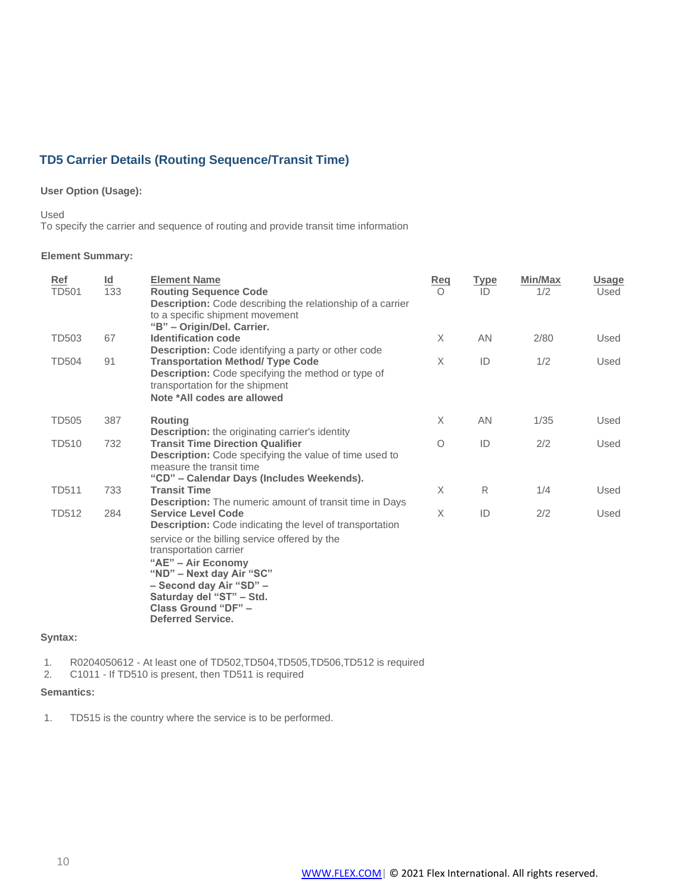## TD5 Carrier Details (Routing Sequence/Transit Time)

**User Option (Usage):**

Used
To specify the carrier and sequence of routing and provide transit time information

**Element Summary:**

| Ref | Id | Element Name | Req | Type | Min/Max | Usage |
|---|---|---|---|---|---|---|
| TD501 | 133 | **Routing Sequence Code**<br>**Description:** Code describing the relationship of a carrier to a specific shipment movement<br>**"B" – Origin/Del. Carrier.** | O | ID | 1/2 | Used |
| TD503 | 67 | **Identification code**<br>**Description:** Code identifying a party or other code | X | AN | 2/80 | Used |
| TD504 | 91 | **Transportation Method/ Type Code**<br>**Description:** Code specifying the method or type of transportation for the shipment<br>**Note *All codes are allowed** | X | ID | 1/2 | Used |
| TD505 | 387 | **Routing**<br>**Description:** the originating carrier's identity | X | AN | 1/35 | Used |
| TD510 | 732 | **Transit Time Direction Qualifier**<br>**Description:** Code specifying the value of time used to measure the transit time<br>**"CD" – Calendar Days (Includes Weekends).** | O | ID | 2/2 | Used |
| TD511 | 733 | **Transit Time**<br>**Description:** The numeric amount of transit time in Days | X | R | 1/4 | Used |
| TD512 | 284 | **Service Level Code**<br>**Description:** Code indicating the level of transportation service or the billing service offered by the transportation carrier<br>**"AE" – Air Economy**<br>**"ND" – Next day Air "SC" – Second day Air "SD" – Saturday del "ST" – Std. Class Ground "DF" – Deferred Service.** | X | ID | 2/2 | Used |

**Syntax:**

1. R0204050612 - At least one of TD502,TD504,TD505,TD506,TD512 is required
2. C1011 - If TD510 is present, then TD511 is required

**Semantics:**

1. TD515 is the country where the service is to be performed.

WWW.FLEX.COM | © 2021 Flex International. All rights reserved.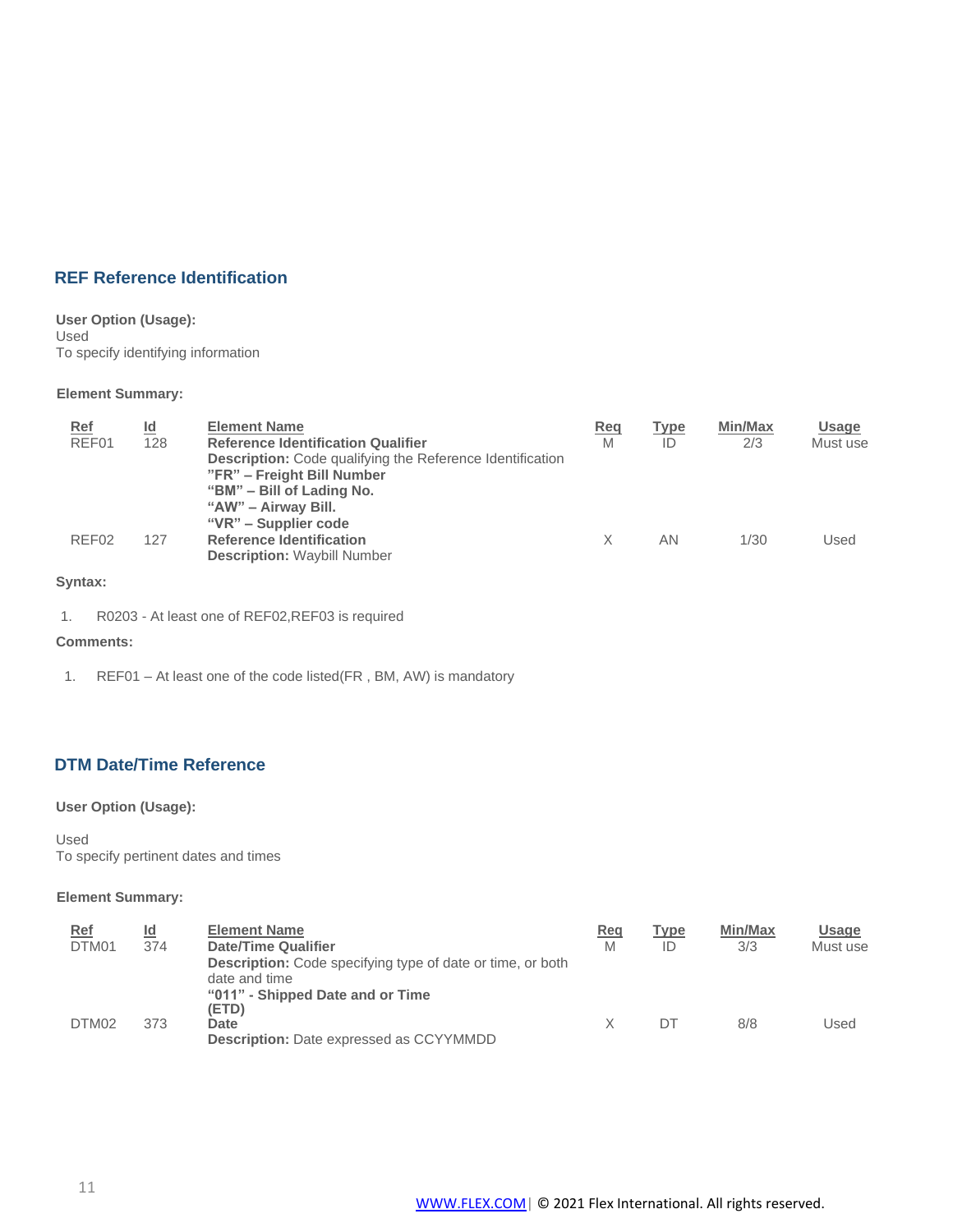## REF Reference Identification

**User Option (Usage):**
Used
To specify identifying information

**Element Summary:**

| Ref | Id | Element Name | Req | Type | Min/Max | Usage |
|---|---|---|---|---|---|---|
| REF01 | 128 | **Reference Identification Qualifier**<br>**Description:** Code qualifying the Reference Identification<br>**"FR" – Freight Bill Number**<br>**"BM" – Bill of Lading No.**<br>**"AW" – Airway Bill.**<br>**"VR" – Supplier code** | M | ID | 2/3 | Must use |
| REF02 | 127 | **Reference Identification**<br>**Description:** Waybill Number | X | AN | 1/30 | Used |

**Syntax:**

1. R0203 - At least one of REF02,REF03 is required

**Comments:**

1. REF01 – At least one of the code listed(FR , BM, AW) is mandatory

## DTM Date/Time Reference

**User Option (Usage):**

Used
To specify pertinent dates and times

**Element Summary:**

| Ref | Id | Element Name | Req | Type | Min/Max | Usage |
|---|---|---|---|---|---|---|
| DTM01 | 374 | **Date/Time Qualifier**<br>**Description:** Code specifying type of date or time, or both date and time<br>**"011" - Shipped Date and or Time (ETD)** | M | ID | 3/3 | Must use |
| DTM02 | 373 | **Date**<br>**Description:** Date expressed as CCYYMMDD | X | DT | 8/8 | Used |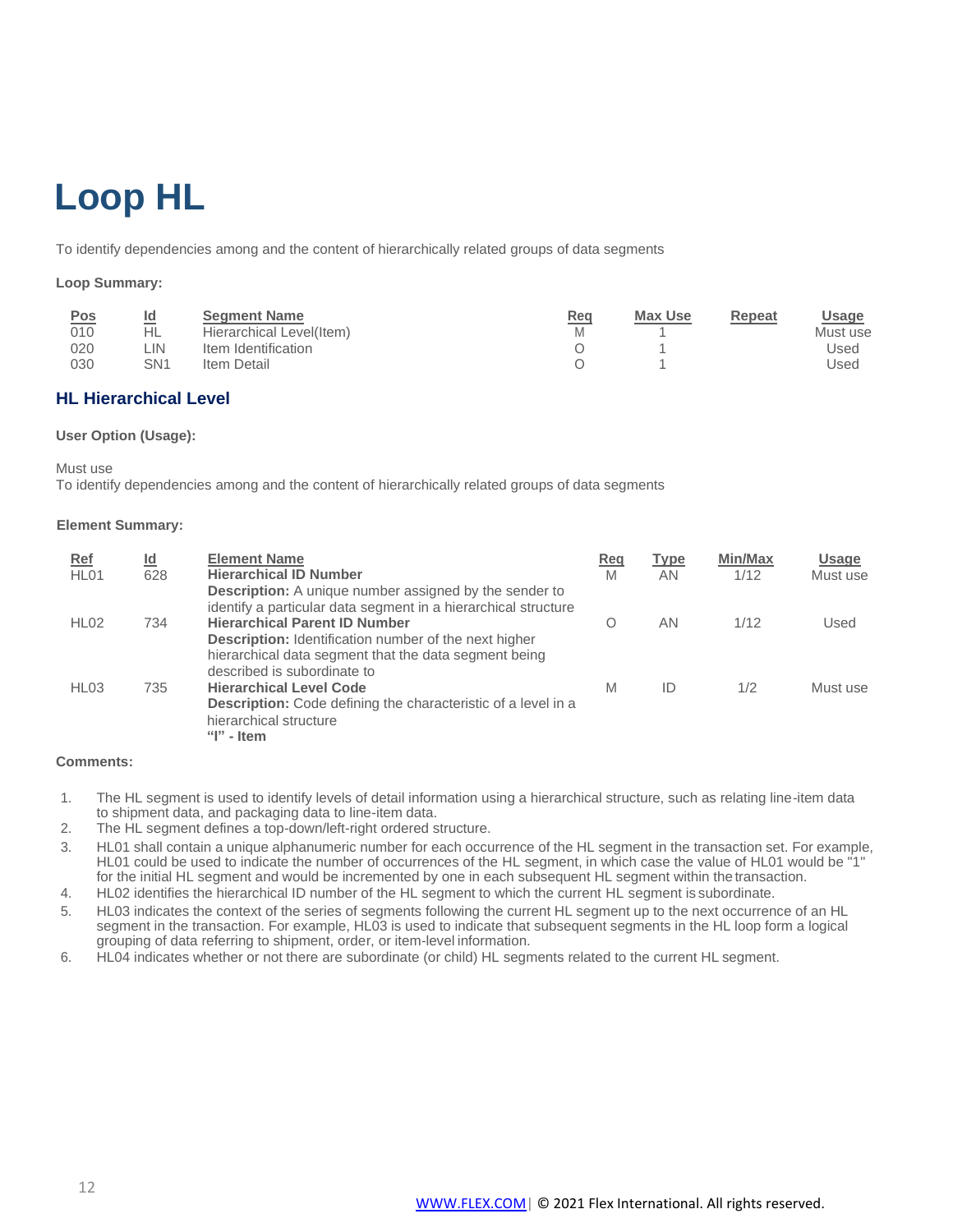# Loop HL

To identify dependencies among and the content of hierarchically related groups of data segments

**Loop Summary:**

| Pos | Id | Segment Name | Req | Max Use | Repeat | Usage |
|---|---|---|---|---|---|---|
| 010 | HL | Hierarchical Level(Item) | M | 1 | | Must use |
| 020 | LIN | Item Identification | O | 1 | | Used |
| 030 | SN1 | Item Detail | O | 1 | | Used |

## HL Hierarchical Level

**User Option (Usage):**

Must use
To identify dependencies among and the content of hierarchically related groups of data segments

**Element Summary:**

| Ref | Id | Element Name | Req | Type | Min/Max | Usage |
|---|---|---|---|---|---|---|
| HL01 | 628 | **Hierarchical ID Number**<br>**Description:** A unique number assigned by the sender to identify a particular data segment in a hierarchical structure | M | AN | 1/12 | Must use |
| HL02 | 734 | **Hierarchical Parent ID Number**<br>**Description:** Identification number of the next higher hierarchical data segment that the data segment being described is subordinate to | O | AN | 1/12 | Used |
| HL03 | 735 | **Hierarchical Level Code**<br>**Description:** Code defining the characteristic of a level in a hierarchical structure<br>**"I" - Item** | M | ID | 1/2 | Must use |

**Comments:**

1. The HL segment is used to identify levels of detail information using a hierarchical structure, such as relating line-item data to shipment data, and packaging data to line-item data.
2. The HL segment defines a top-down/left-right ordered structure.
3. HL01 shall contain a unique alphanumeric number for each occurrence of the HL segment in the transaction set. For example, HL01 could be used to indicate the number of occurrences of the HL segment, in which case the value of HL01 would be "1" for the initial HL segment and would be incremented by one in each subsequent HL segment within the transaction.
4. HL02 identifies the hierarchical ID number of the HL segment to which the current HL segment is subordinate.
5. HL03 indicates the context of the series of segments following the current HL segment up to the next occurrence of an HL segment in the transaction. For example, HL03 is used to indicate that subsequent segments in the HL loop form a logical grouping of data referring to shipment, order, or item-level information.
6. HL04 indicates whether or not there are subordinate (or child) HL segments related to the current HL segment.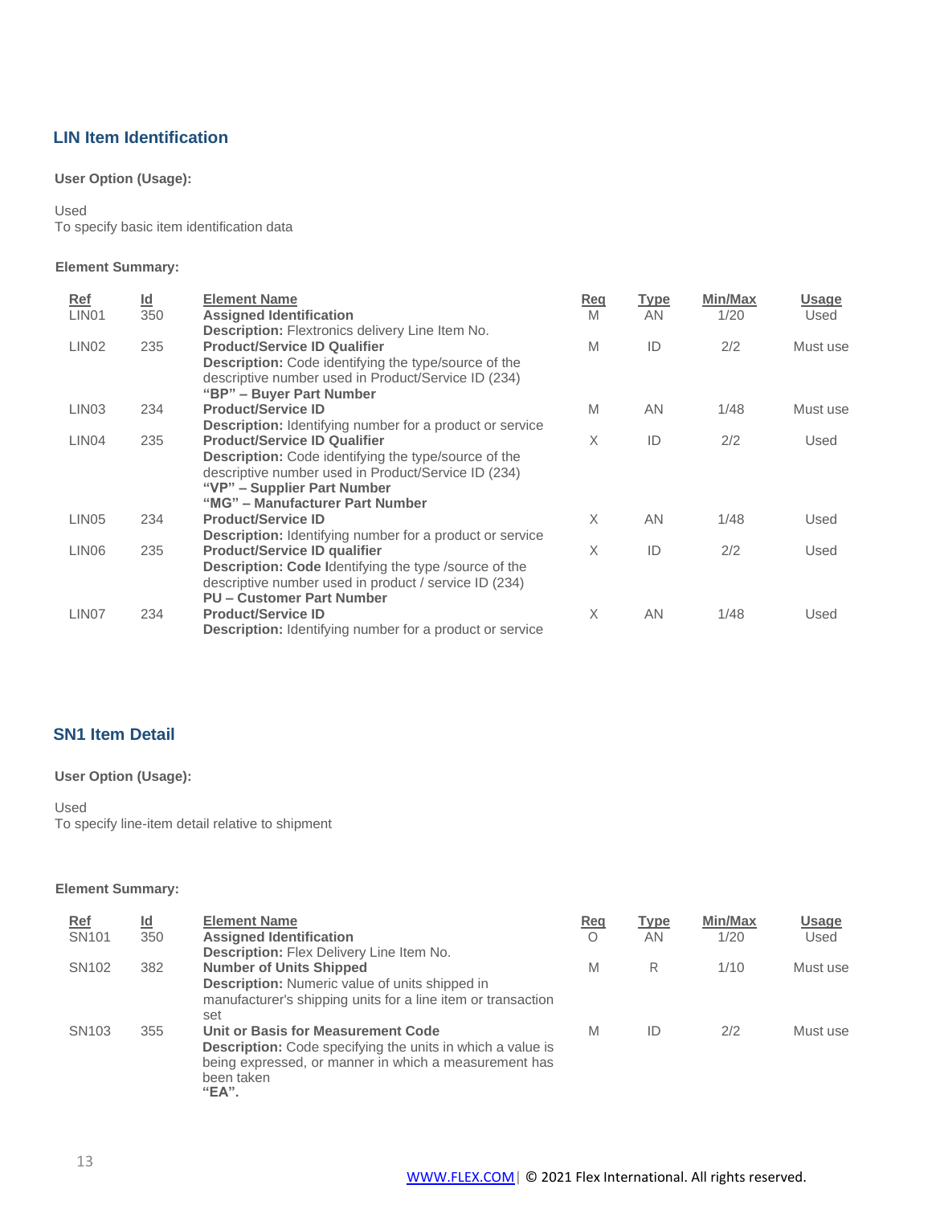## LIN Item Identification

**User Option (Usage):**

Used
To specify basic item identification data

**Element Summary:**

| Ref | Id | Element Name | Req | Type | Min/Max | Usage |
|---|---|---|---|---|---|---|
| LIN01 | 350 | **Assigned Identification**<br>**Description:** Flextronics delivery Line Item No. | M | AN | 1/20 | Used |
| LIN02 | 235 | **Product/Service ID Qualifier**<br>**Description:** Code identifying the type/source of the descriptive number used in Product/Service ID (234)<br>**"BP" – Buyer Part Number** | M | ID | 2/2 | Must use |
| LIN03 | 234 | **Product/Service ID**<br>**Description:** Identifying number for a product or service | M | AN | 1/48 | Must use |
| LIN04 | 235 | **Product/Service ID Qualifier**<br>**Description:** Code identifying the type/source of the descriptive number used in Product/Service ID (234)<br>**"VP" – Supplier Part Number**<br>**"MG" – Manufacturer Part Number** | X | ID | 2/2 | Used |
| LIN05 | 234 | **Product/Service ID**<br>**Description:** Identifying number for a product or service | X | AN | 1/48 | Used |
| LIN06 | 235 | **Product/Service ID qualifier**<br>**Description: Code I**dentifying the type /source of the descriptive number used in product / service ID (234)<br>**PU – Customer Part Number** | X | ID | 2/2 | Used |
| LIN07 | 234 | **Product/Service ID**<br>**Description:** Identifying number for a product or service | X | AN | 1/48 | Used |

## SN1 Item Detail

**User Option (Usage):**

Used
To specify line-item detail relative to shipment

**Element Summary:**

| Ref | Id | Element Name | Req | Type | Min/Max | Usage |
|---|---|---|---|---|---|---|
| SN101 | 350 | **Assigned Identification**<br>**Description:** Flex Delivery Line Item No. | O | AN | 1/20 | Used |
| SN102 | 382 | **Number of Units Shipped**<br>**Description:** Numeric value of units shipped in manufacturer's shipping units for a line item or transaction set | M | R | 1/10 | Must use |
| SN103 | 355 | **Unit or Basis for Measurement Code**<br>**Description:** Code specifying the units in which a value is being expressed, or manner in which a measurement has been taken<br>**"EA".** | M | ID | 2/2 | Must use |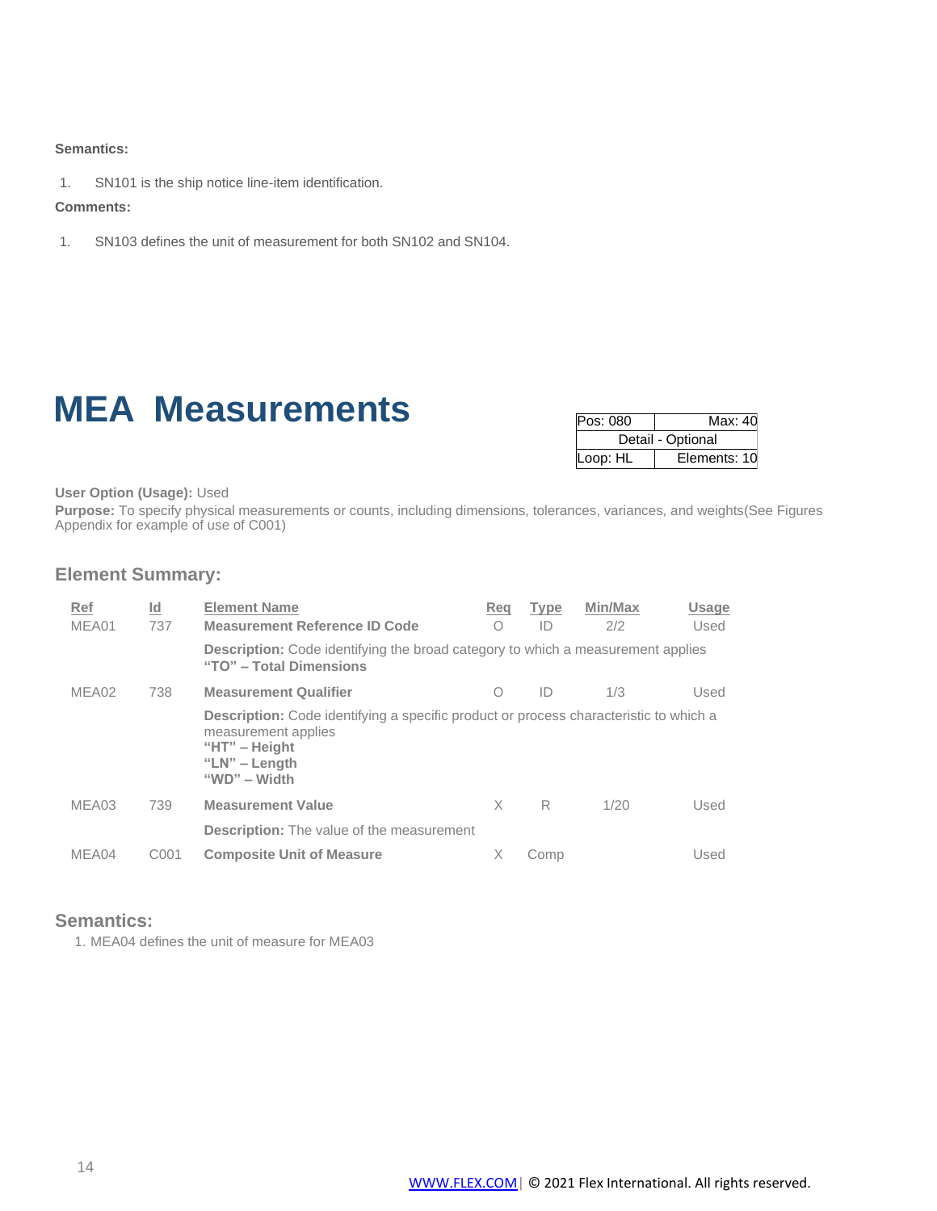**Semantics:**

1. SN101 is the ship notice line-item identification.

**Comments:**

1. SN103 defines the unit of measurement for both SN102 and SN104.

# MEA Measurements

| Pos: 080 | Max: 40 |
|---|---|
| Detail - Optional | |
| Loop: HL | Elements: 10 |

**User Option (Usage):** Used
**Purpose:** To specify physical measurements or counts, including dimensions, tolerances, variances, and weights(See Figures Appendix for example of use of C001)

## Element Summary:

| Ref | Id | Element Name | Req | Type | Min/Max | Usage |
|---|---|---|---|---|---|---|
| MEA01 | 737 | **Measurement Reference ID Code** | O | ID | 2/2 | Used |
| | | **Description:** Code identifying the broad category to which a measurement applies<br>**"TO" – Total Dimensions** | | | | |
| MEA02 | 738 | **Measurement Qualifier** | O | ID | 1/3 | Used |
| | | **Description:** Code identifying a specific product or process characteristic to which a measurement applies<br>**"HT" – Height**<br>**"LN" – Length**<br>**"WD" – Width** | | | | |
| MEA03 | 739 | **Measurement Value** | X | R | 1/20 | Used |
| | | **Description:** The value of the measurement | | | | |
| MEA04 | C001 | **Composite Unit of Measure** | X | Comp | | Used |

## Semantics:

1. MEA04 defines the unit of measure for MEA03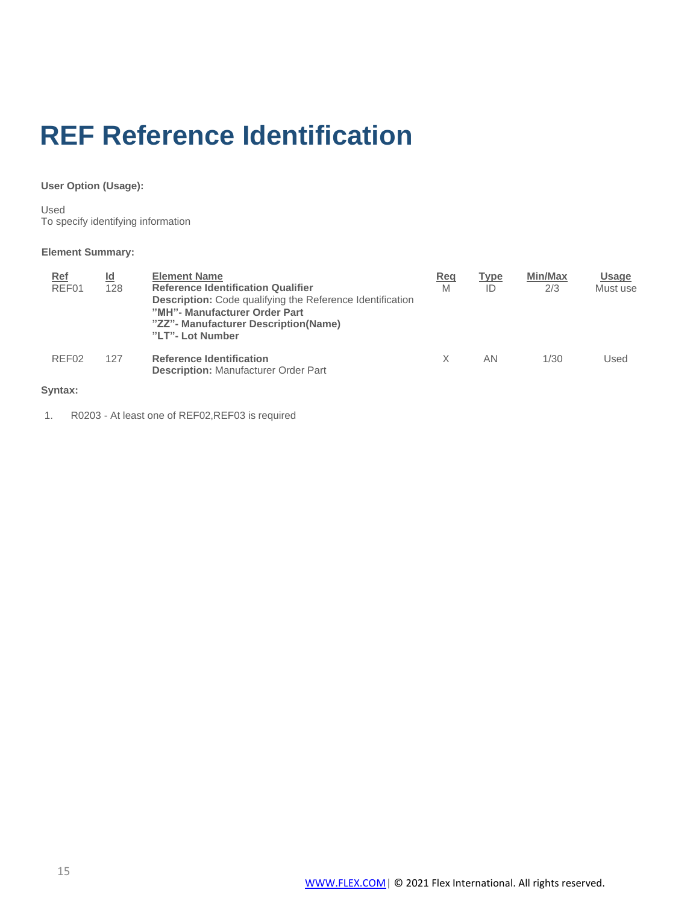# REF Reference Identification

**User Option (Usage):**

Used
To specify identifying information

**Element Summary:**

| Ref | Id | Element Name | Req | Type | Min/Max | Usage |
|---|---|---|---|---|---|---|
| REF01 | 128 | **Reference Identification Qualifier**<br>**Description:** Code qualifying the Reference Identification<br>**"MH"- Manufacturer Order Part**<br>**"ZZ"- Manufacturer Description(Name)**<br>**"LT"- Lot Number** | M | ID | 2/3 | Must use |
| REF02 | 127 | **Reference Identification**<br>**Description:** Manufacturer Order Part | X | AN | 1/30 | Used |

**Syntax:**

1. R0203 - At least one of REF02,REF03 is required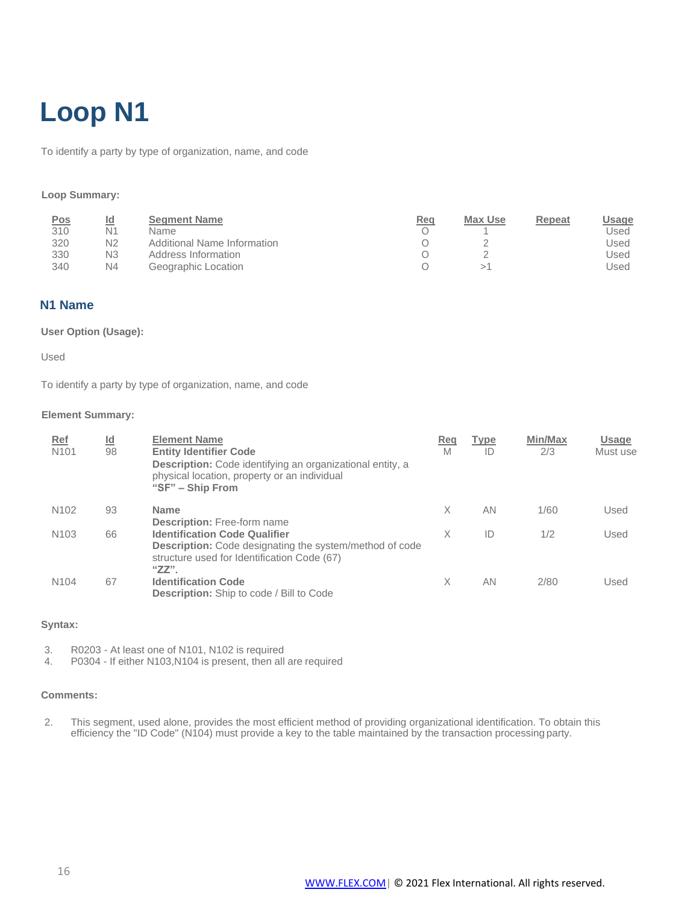# Loop N1

To identify a party by type of organization, name, and code

**Loop Summary:**

| Pos | Id | Segment Name | Req | Max Use | Repeat | Usage |
|---|---|---|---|---|---|---|
| 310 | N1 | Name | O | 1 | | Used |
| 320 | N2 | Additional Name Information | O | 2 | | Used |
| 330 | N3 | Address Information | O | 2 | | Used |
| 340 | N4 | Geographic Location | O | >1 | | Used |

## N1 Name

**User Option (Usage):**

Used

To identify a party by type of organization, name, and code

**Element Summary:**

| Ref | Id | Element Name | Req | Type | Min/Max | Usage |
|---|---|---|---|---|---|---|
| N101 | 98 | **Entity Identifier Code**<br>**Description:** Code identifying an organizational entity, a physical location, property or an individual<br>**"SF" – Ship From** | M | ID | 2/3 | Must use |
| N102 | 93 | **Name**<br>**Description:** Free-form name | X | AN | 1/60 | Used |
| N103 | 66 | **Identification Code Qualifier**<br>**Description:** Code designating the system/method of code structure used for Identification Code (67)<br>**"ZZ".** | X | ID | 1/2 | Used |
| N104 | 67 | **Identification Code**<br>**Description:** Ship to code / Bill to Code | X | AN | 2/80 | Used |

**Syntax:**

3. R0203 - At least one of N101, N102 is required
4. P0304 - If either N103,N104 is present, then all are required

**Comments:**

2. This segment, used alone, provides the most efficient method of providing organizational identification. To obtain this efficiency the "ID Code" (N104) must provide a key to the table maintained by the transaction processing party.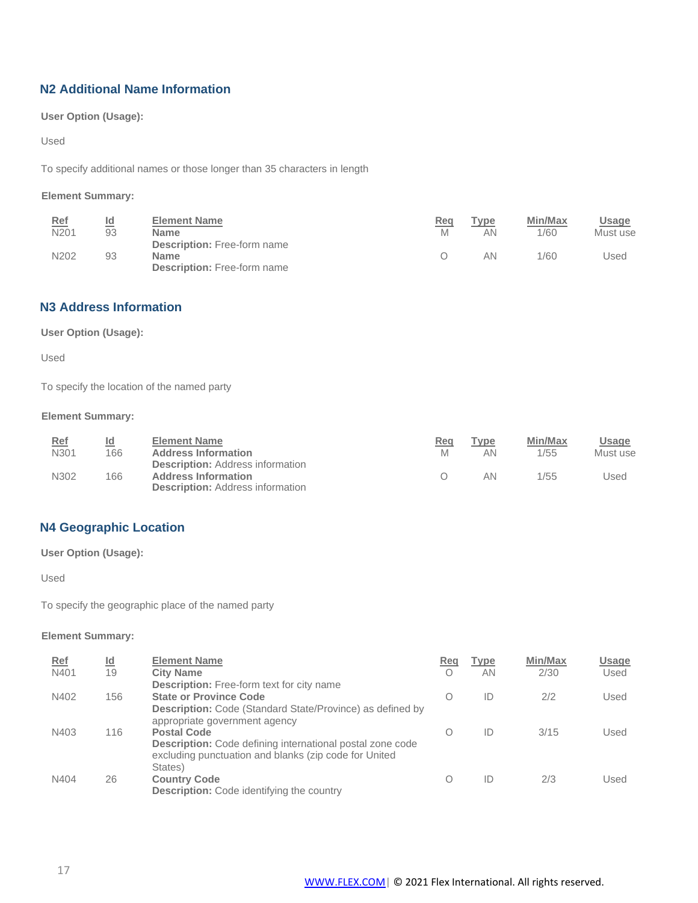## N2 Additional Name Information

**User Option (Usage):**

Used

To specify additional names or those longer than 35 characters in length

**Element Summary:**

| Ref | Id | Element Name | Req | Type | Min/Max | Usage |
|---|---|---|---|---|---|---|
| N201 | 93 | **Name**<br>**Description:** Free-form name | M | AN | 1/60 | Must use |
| N202 | 93 | **Name**<br>**Description:** Free-form name | O | AN | 1/60 | Used |

## N3 Address Information

**User Option (Usage):**

Used

To specify the location of the named party

**Element Summary:**

| Ref | Id | Element Name | Req | Type | Min/Max | Usage |
|---|---|---|---|---|---|---|
| N301 | 166 | **Address Information**<br>**Description:** Address information | M | AN | 1/55 | Must use |
| N302 | 166 | **Address Information**<br>**Description:** Address information | O | AN | 1/55 | Used |

## N4 Geographic Location

**User Option (Usage):**

Used

To specify the geographic place of the named party

**Element Summary:**

| Ref | Id | Element Name | Req | Type | Min/Max | Usage |
|---|---|---|---|---|---|---|
| N401 | 19 | **City Name**<br>**Description:** Free-form text for city name | O | AN | 2/30 | Used |
| N402 | 156 | **State or Province Code**<br>**Description:** Code (Standard State/Province) as defined by appropriate government agency | O | ID | 2/2 | Used |
| N403 | 116 | **Postal Code**<br>**Description:** Code defining international postal zone code excluding punctuation and blanks (zip code for United States) | O | ID | 3/15 | Used |
| N404 | 26 | **Country Code**<br>**Description:** Code identifying the country | O | ID | 2/3 | Used |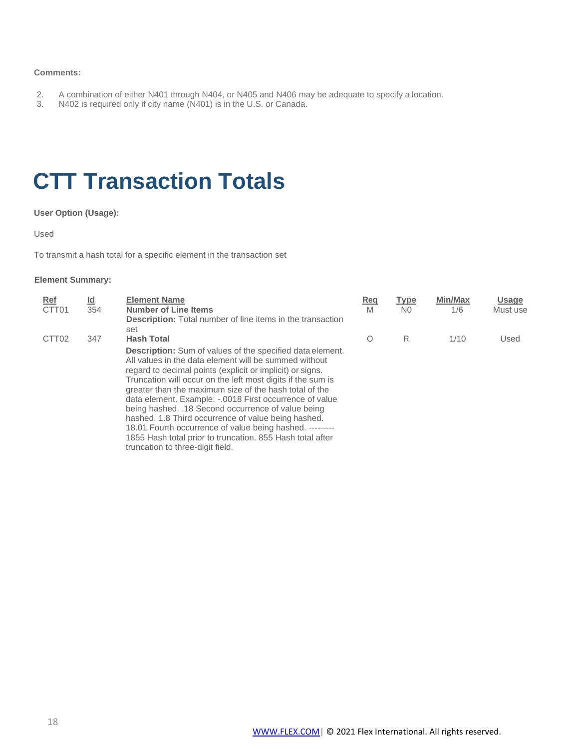**Comments:**

2. A combination of either N401 through N404, or N405 and N406 may be adequate to specify a location.
3. N402 is required only if city name (N401) is in the U.S. or Canada.

# CTT Transaction Totals

**User Option (Usage):**

Used

To transmit a hash total for a specific element in the transaction set

**Element Summary:**

| Ref | Id | Element Name | Req | Type | Min/Max | Usage |
|---|---|---|---|---|---|---|
| CTT01 | 354 | **Number of Line Items**<br>**Description:** Total number of line items in the transaction set | M | N0 | 1/6 | Must use |
| CTT02 | 347 | **Hash Total**<br>**Description:** Sum of values of the specified data element. All values in the data element will be summed without regard to decimal points (explicit or implicit) or signs. Truncation will occur on the left most digits if the sum is greater than the maximum size of the hash total of the data element. Example: -.0018 First occurrence of value being hashed. .18 Second occurrence of value being hashed. 1.8 Third occurrence of value being hashed. 18.01 Fourth occurrence of value being hashed. --------- 1855 Hash total prior to truncation. 855 Hash total after truncation to three-digit field. | O | R | 1/10 | Used |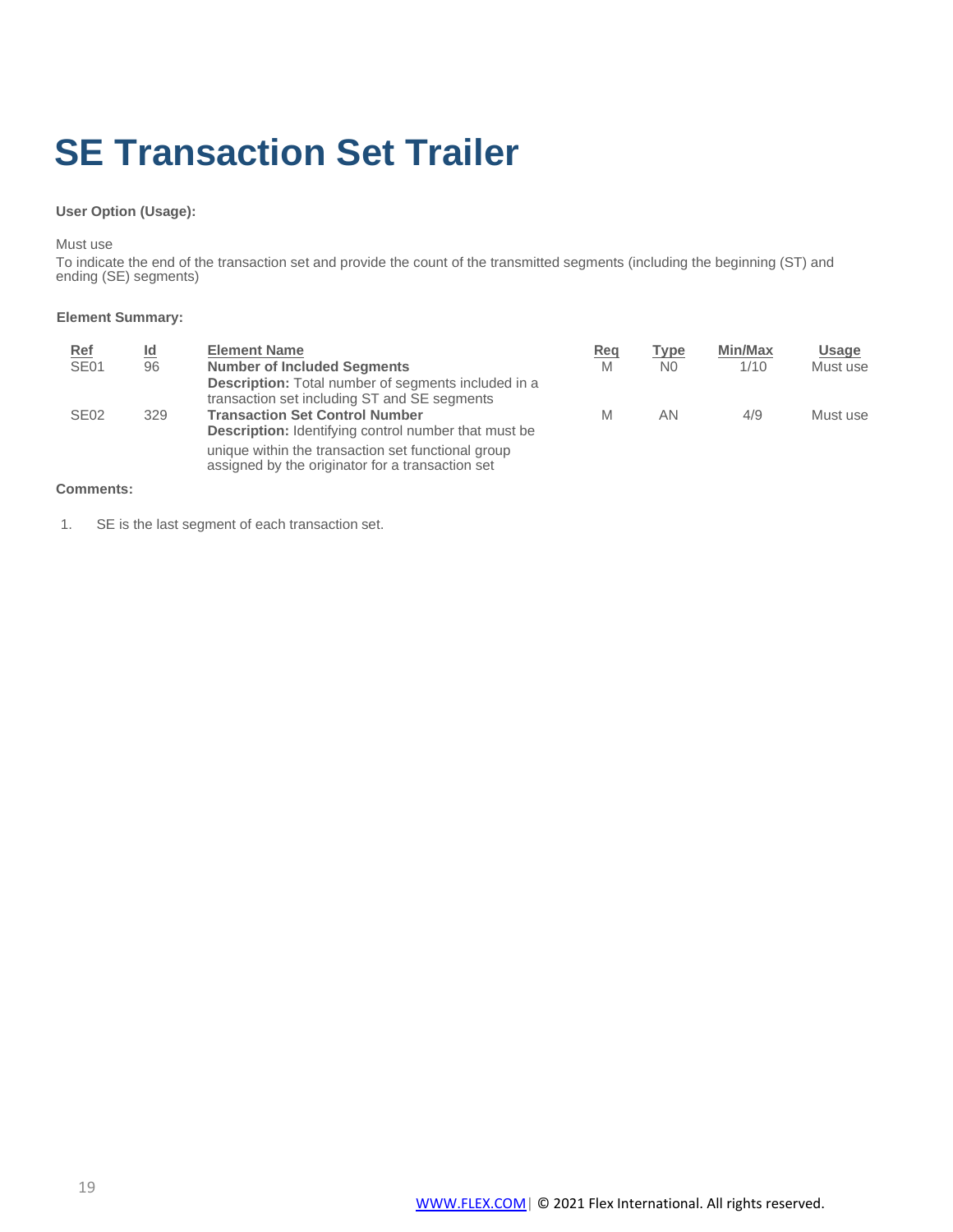# SE Transaction Set Trailer

**User Option (Usage):**

Must use

To indicate the end of the transaction set and provide the count of the transmitted segments (including the beginning (ST) and ending (SE) segments)

**Element Summary:**

| Ref | Id | Element Name | Req | Type | Min/Max | Usage |
|---|---|---|---|---|---|---|
| SE01 | 96 | **Number of Included Segments**<br>**Description:** Total number of segments included in a transaction set including ST and SE segments | M | N0 | 1/10 | Must use |
| SE02 | 329 | **Transaction Set Control Number**<br>**Description:** Identifying control number that must be unique within the transaction set functional group assigned by the originator for a transaction set | M | AN | 4/9 | Must use |

**Comments:**

1. SE is the last segment of each transaction set.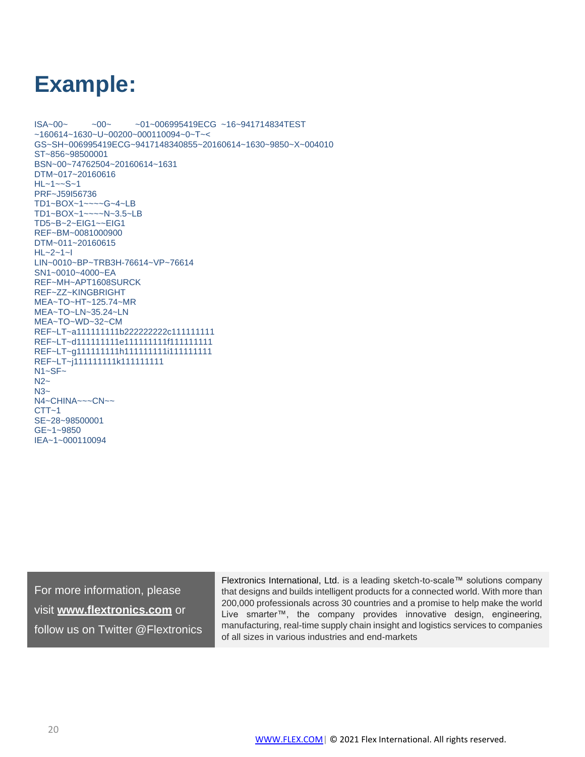# Example:

```
ISA~00~          ~00~          ~01~006995419ECG  ~16~941714834TEST
~160614~1630~U~00200~000110094~0~T~<
GS~SH~006995419ECG~9417148340855~20160614~1630~9850~X~004010
ST~856~98500001
BSN~00~74762504~20160614~1631
DTM~017~20160616
HL~1~~S~1
PRF~J59I56736
TD1~BOX~1~~~~G~4~LB
TD1~BOX~1~~~~N~3.5~LB
TD5~B~2~EIG1~~EIG1
REF~BM~0081000900
DTM~011~20160615
HL~2~1~I
LIN~0010~BP~TRB3H-76614~VP~76614
SN1~0010~4000~EA
REF~MH~APT1608SURCK
REF~ZZ~KINGBRIGHT
MEA~TO~HT~125.74~MR
MEA~TO~LN~35.24~LN
MEA~TO~WD~32~CM
REF~LT~a111111111b222222222c111111111
REF~LT~d111111111e111111111f111111111
REF~LT~g111111111h111111111i111111111
REF~LT~j111111111k111111111
N1~SF~
N2~
N3~
N4~CHINA~~~CN~~
CTT~1
SE~28~98500001
GE~1~9850
IEA~1~000110094
```

For more information, please visit **www.flextronics.com** or follow us on Twitter @Flextronics

Flextronics International, Ltd. is a leading sketch-to-scale™ solutions company that designs and builds intelligent products for a connected world. With more than 200,000 professionals across 30 countries and a promise to help make the world Live smarter™, the company provides innovative design, engineering, manufacturing, real-time supply chain insight and logistics services to companies of all sizes in various industries and end-markets

WWW.FLEX.COM | © 2021 Flex International. All rights reserved.